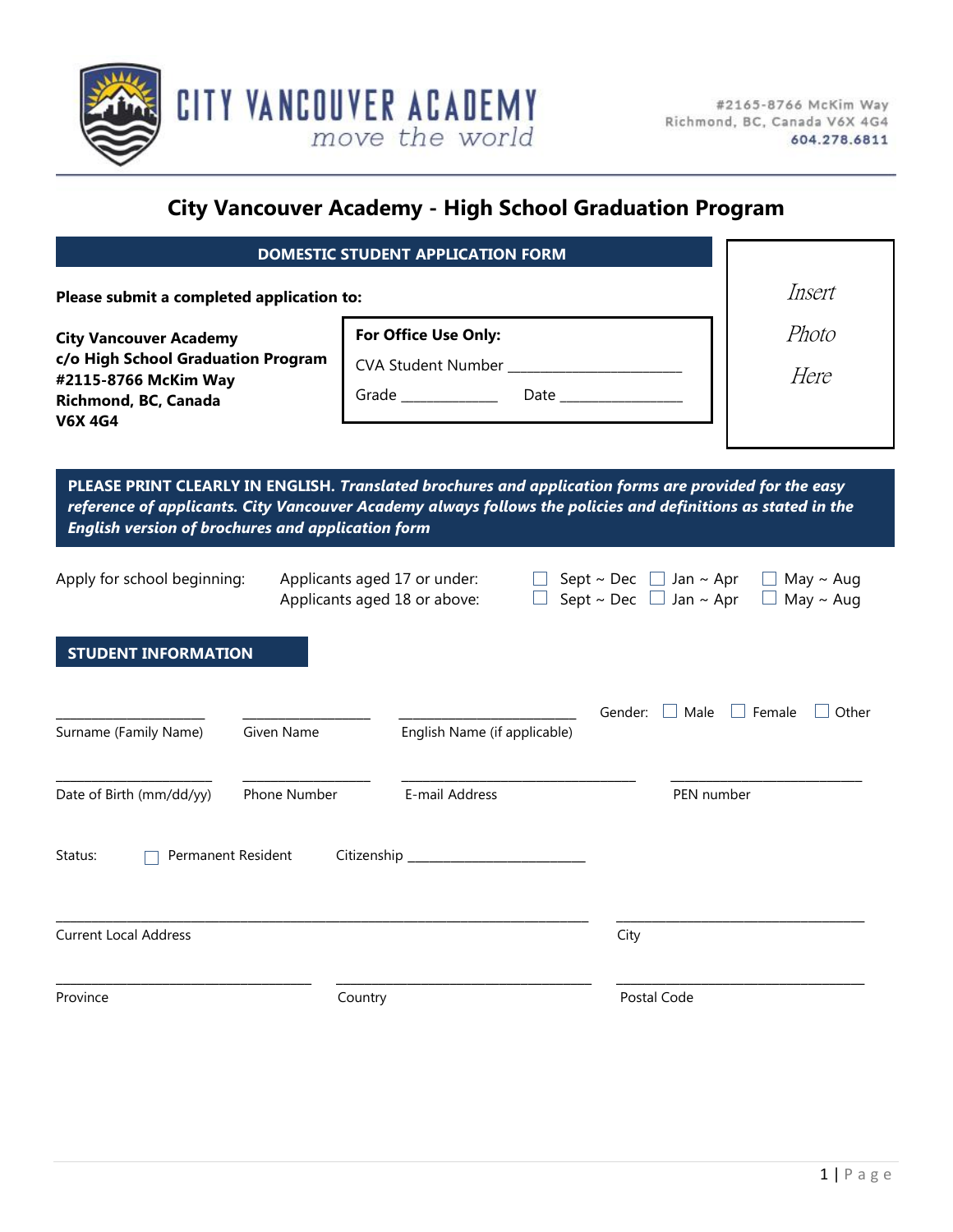CITY VANCOUVER ACADEMY
*move the world*

#2165-8766 McKim Way
Richmond, BC, Canada V6X 4G4
604.278.6811

# City Vancouver Academy - High School Graduation Program

## DOMESTIC STUDENT APPLICATION FORM

*Insert Photo Here*

**Please submit a completed application to:**

**City Vancouver Academy**
**c/o High School Graduation Program**
**#2115-8766 McKim Way**
**Richmond, BC, Canada**
**V6X 4G4**

**For Office Use Only:**

CVA Student Number ________________________

Grade _____________ Date ________________

**PLEASE PRINT CLEARLY IN ENGLISH.** ***Translated brochures and application forms are provided for the easy reference of applicants. City Vancouver Academy always follows the policies and definitions as stated in the English version of brochures and application form***

Apply for school beginning:

Applicants aged 17 or under: ☐ Sept ~ Dec ☐ Jan ~ Apr ☐ May ~ Aug
Applicants aged 18 or above: ☐ Sept ~ Dec ☐ Jan ~ Apr ☐ May ~ Aug

## STUDENT INFORMATION

_____________________ Surname (Family Name)
_____________________ Given Name
_____________________ English Name (if applicable)
Gender: ☐ Male ☐ Female ☐ Other

_____________________ Date of Birth (mm/dd/yy)
_____________________ Phone Number
_____________________ E-mail Address
_____________________ PEN number

Status: ☐ Permanent Resident Citizenship _________________________

_____________________________________________ Current Local Address
_____________________ City

_____________________ Province
_____________________ Country
_____________________ Postal Code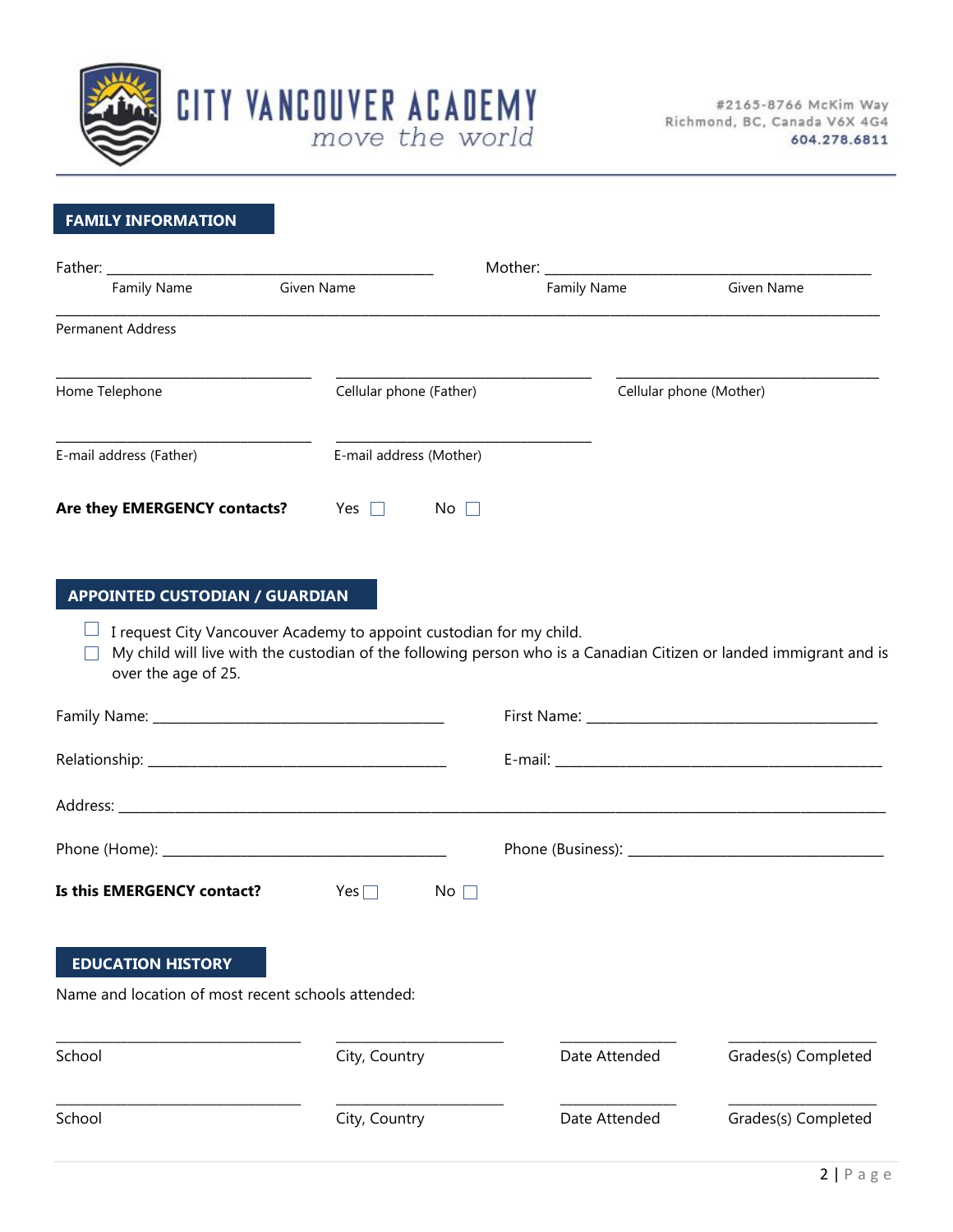# CITY VANCOUVER ACADEMY
*move the world*

#2165-8766 McKim Way
Richmond, BC, Canada V6X 4G4
604.278.6811

## FAMILY INFORMATION

Father: ______________________________________________ Mother: ______________________________________________

Family Name Given Name Family Name Given Name

_____________________________________________________________________________________________

Permanent Address

_________________________ _________________________ _________________________

Home Telephone Cellular phone (Father) Cellular phone (Mother)

_________________________ _________________________

E-mail address (Father) E-mail address (Mother)

**Are they EMERGENCY contacts?** Yes ☐ No ☐

## APPOINTED CUSTODIAN / GUARDIAN

☐ I request City Vancouver Academy to appoint custodian for my child.

☐ My child will live with the custodian of the following person who is a Canadian Citizen or landed immigrant and is over the age of 25.

Family Name: ________________________________ First Name: ________________________________

Relationship: ________________________________ E-mail: ________________________________

Address: _____________________________________________________________________________________

Phone (Home): ________________________________ Phone (Business): ________________________________

**Is this EMERGENCY contact?** Yes ☐ No ☐

## EDUCATION HISTORY

Name and location of most recent schools attended:

| School | City, Country | Date Attended | Grades(s) Completed |
|---|---|---|---|
| | | | |
| | | | |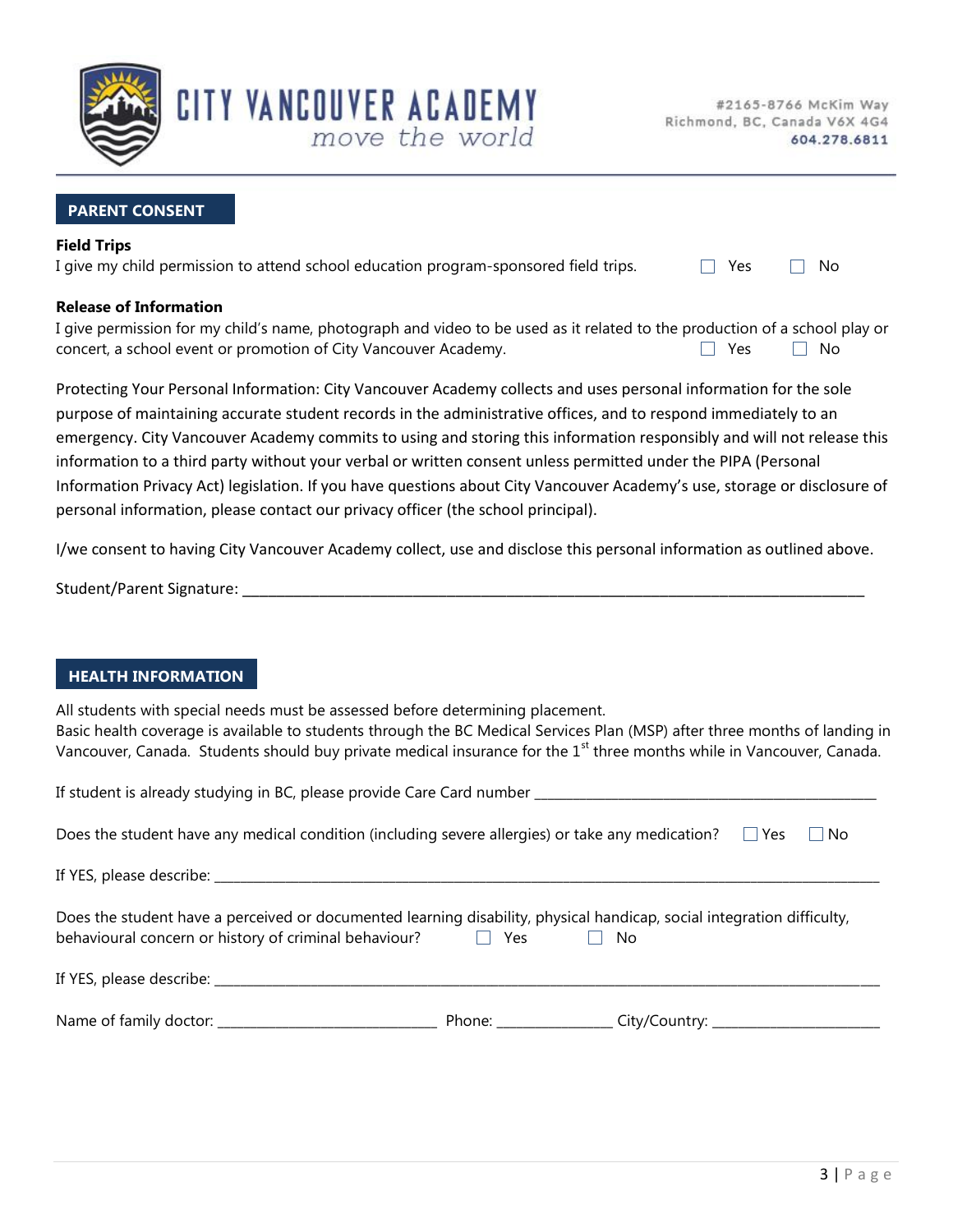# CITY VANCOUVER ACADEMY

*move the world*

#2165-8766 McKim Way
Richmond, BC, Canada V6X 4G4
604.278.6811

## PARENT CONSENT

**Field Trips**

I give my child permission to attend school education program-sponsored field trips. ☐ Yes ☐ No

**Release of Information**

I give permission for my child's name, photograph and video to be used as it related to the production of a school play or concert, a school event or promotion of City Vancouver Academy. ☐ Yes ☐ No

Protecting Your Personal Information: City Vancouver Academy collects and uses personal information for the sole purpose of maintaining accurate student records in the administrative offices, and to respond immediately to an emergency. City Vancouver Academy commits to using and storing this information responsibly and will not release this information to a third party without your verbal or written consent unless permitted under the PIPA (Personal Information Privacy Act) legislation. If you have questions about City Vancouver Academy's use, storage or disclosure of personal information, please contact our privacy officer (the school principal).

I/we consent to having City Vancouver Academy collect, use and disclose this personal information as outlined above.

Student/Parent Signature: ______________________________________________________________

## HEALTH INFORMATION

All students with special needs must be assessed before determining placement.
Basic health coverage is available to students through the BC Medical Services Plan (MSP) after three months of landing in Vancouver, Canada. Students should buy private medical insurance for the 1st three months while in Vancouver, Canada.

If student is already studying in BC, please provide Care Card number ________________________________

Does the student have any medical condition (including severe allergies) or take any medication? ☐ Yes ☐ No

If YES, please describe: ______________________________________________________________

Does the student have a perceived or documented learning disability, physical handicap, social integration difficulty, behavioural concern or history of criminal behaviour? ☐ Yes ☐ No

If YES, please describe: ______________________________________________________________

Name of family doctor: ______________________ Phone: ____________ City/Country: ________________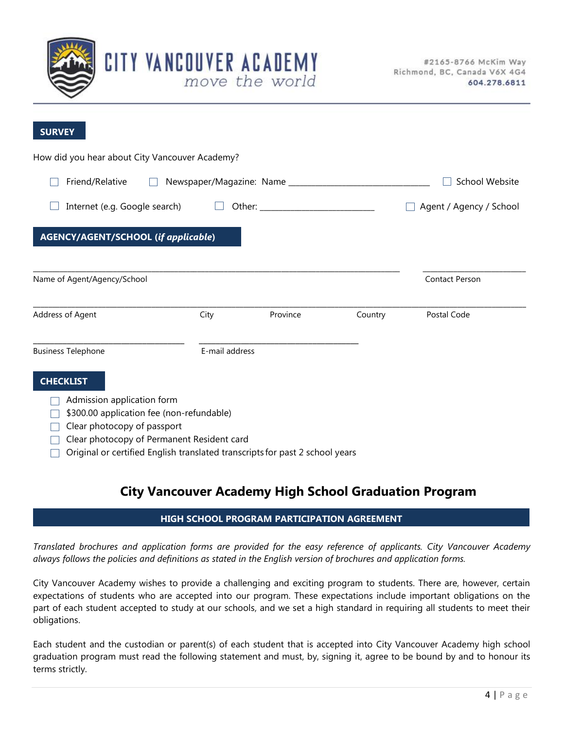# CITY VANCOUVER ACADEMY

*move the world*

#2165-8766 McKim Way
Richmond, BC, Canada V6X 4G4
604.278.6811

## SURVEY

How did you hear about City Vancouver Academy?

- ☐ Friend/Relative
- ☐ Newspaper/Magazine: Name ______________________________
- ☐ School Website
- ☐ Internet (e.g. Google search)
- ☐ Other: ________________________
- ☐ Agent / Agency / School

## AGENCY/AGENT/SCHOOL (*if applicable*)

| Name of Agent/Agency/School | | | | Contact Person |
|---|---|---|---|---|
| | | | | |
| **Address of Agent** | **City** | **Province** | **Country** | **Postal Code** |
| | | | | |
| **Business Telephone** | **E-mail address** | | | |
| | | | | |

## CHECKLIST

- ☐ Admission application form
- ☐ $300.00 application fee (non-refundable)
- ☐ Clear photocopy of passport
- ☐ Clear photocopy of Permanent Resident card
- ☐ Original or certified English translated transcripts for past 2 school years

# City Vancouver Academy High School Graduation Program

## HIGH SCHOOL PROGRAM PARTICIPATION AGREEMENT

*Translated brochures and application forms are provided for the easy reference of applicants. City Vancouver Academy always follows the policies and definitions as stated in the English version of brochures and application forms.*

City Vancouver Academy wishes to provide a challenging and exciting program to students. There are, however, certain expectations of students who are accepted into our program. These expectations include important obligations on the part of each student accepted to study at our schools, and we set a high standard in requiring all students to meet their obligations.

Each student and the custodian or parent(s) of each student that is accepted into City Vancouver Academy high school graduation program must read the following statement and must, by, signing it, agree to be bound by and to honour its terms strictly.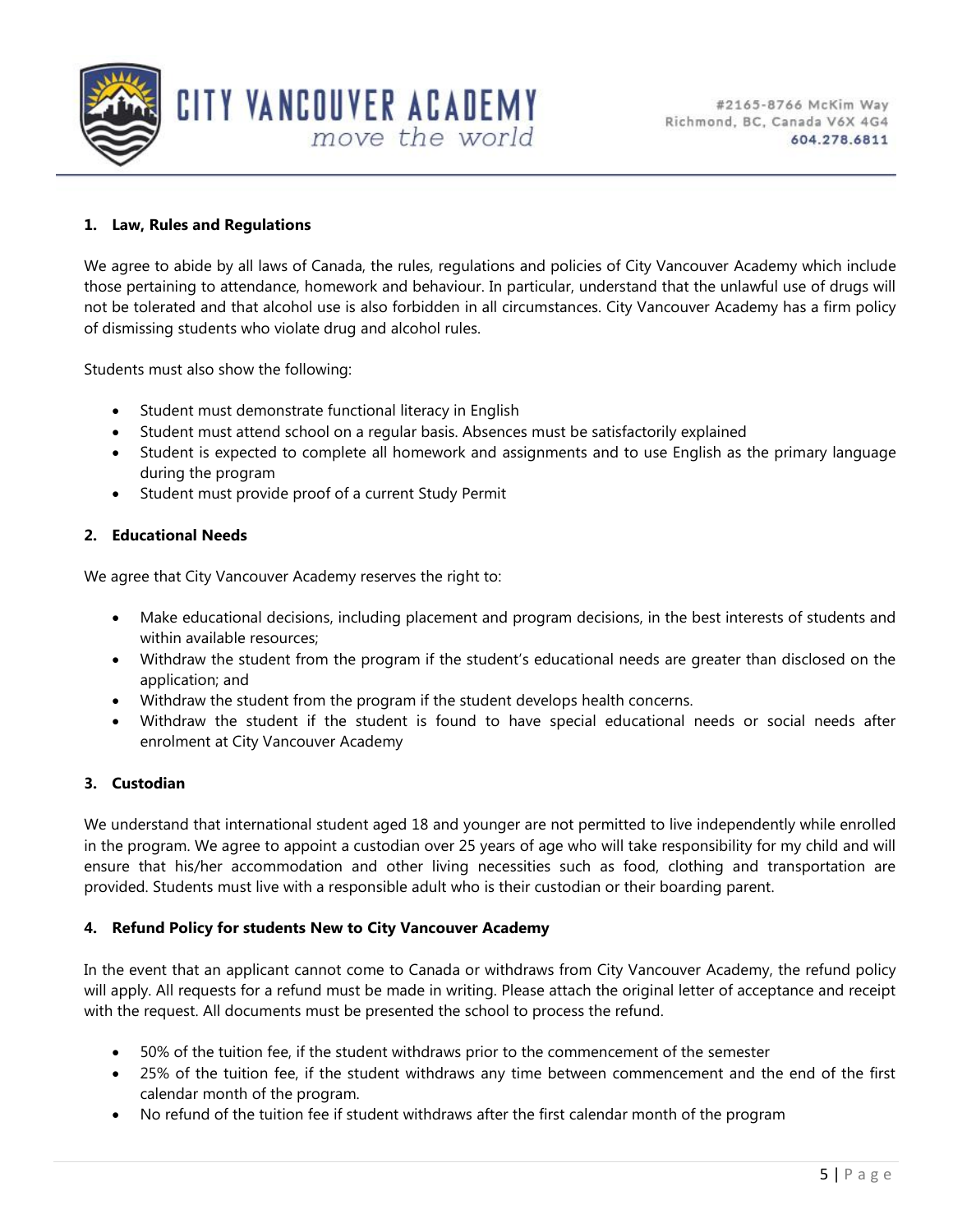### 1. Law, Rules and Regulations

We agree to abide by all laws of Canada, the rules, regulations and policies of City Vancouver Academy which include those pertaining to attendance, homework and behaviour. In particular, understand that the unlawful use of drugs will not be tolerated and that alcohol use is also forbidden in all circumstances. City Vancouver Academy has a firm policy of dismissing students who violate drug and alcohol rules.

Students must also show the following:

- Student must demonstrate functional literacy in English
- Student must attend school on a regular basis. Absences must be satisfactorily explained
- Student is expected to complete all homework and assignments and to use English as the primary language during the program
- Student must provide proof of a current Study Permit

### 2. Educational Needs

We agree that City Vancouver Academy reserves the right to:

- Make educational decisions, including placement and program decisions, in the best interests of students and within available resources;
- Withdraw the student from the program if the student's educational needs are greater than disclosed on the application; and
- Withdraw the student from the program if the student develops health concerns.
- Withdraw the student if the student is found to have special educational needs or social needs after enrolment at City Vancouver Academy

### 3. Custodian

We understand that international student aged 18 and younger are not permitted to live independently while enrolled in the program. We agree to appoint a custodian over 25 years of age who will take responsibility for my child and will ensure that his/her accommodation and other living necessities such as food, clothing and transportation are provided. Students must live with a responsible adult who is their custodian or their boarding parent.

### 4. Refund Policy for students New to City Vancouver Academy

In the event that an applicant cannot come to Canada or withdraws from City Vancouver Academy, the refund policy will apply. All requests for a refund must be made in writing. Please attach the original letter of acceptance and receipt with the request. All documents must be presented the school to process the refund.

- 50% of the tuition fee, if the student withdraws prior to the commencement of the semester
- 25% of the tuition fee, if the student withdraws any time between commencement and the end of the first calendar month of the program.
- No refund of the tuition fee if student withdraws after the first calendar month of the program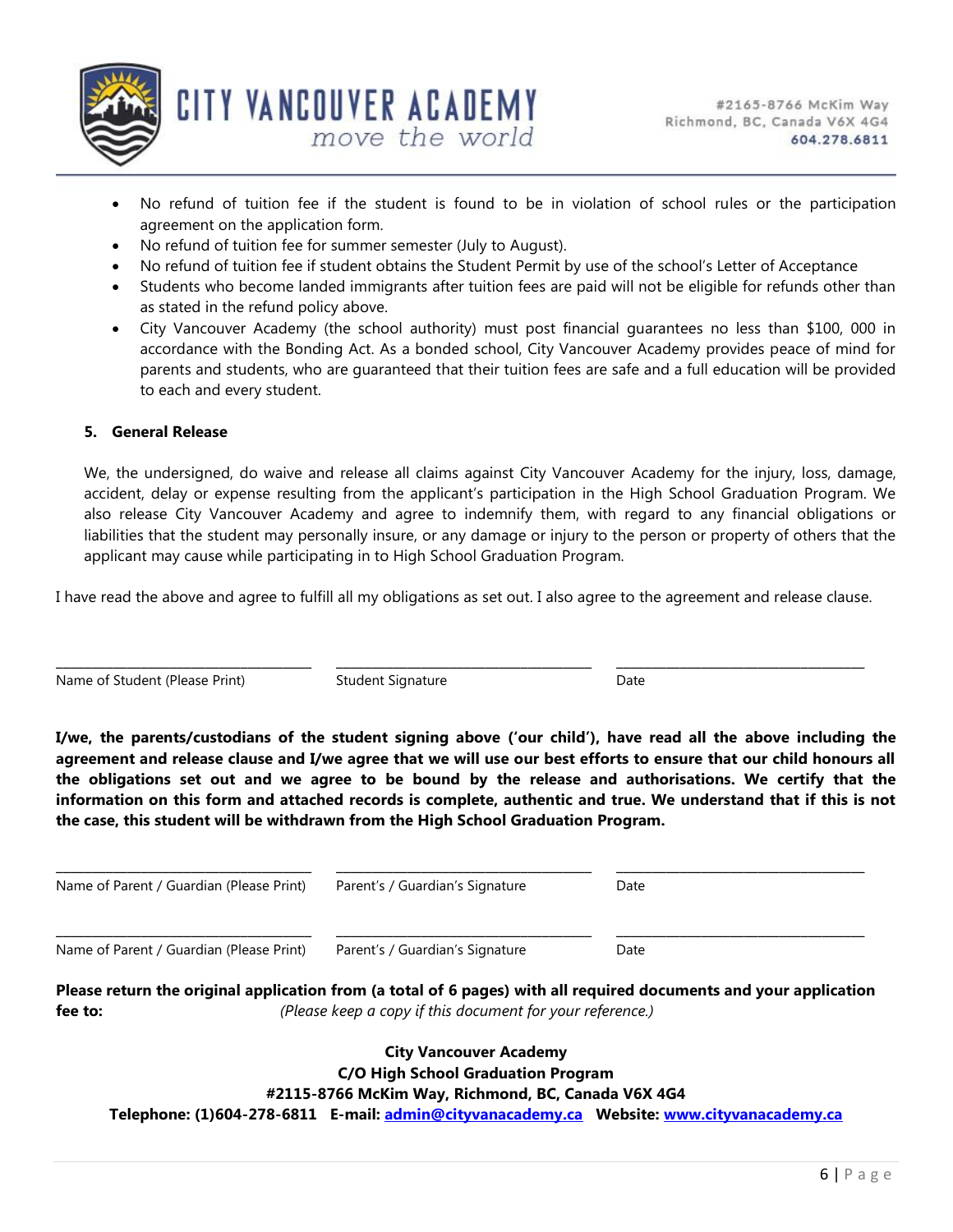- No refund of tuition fee if the student is found to be in violation of school rules or the participation agreement on the application form.
- No refund of tuition fee for summer semester (July to August).
- No refund of tuition fee if student obtains the Student Permit by use of the school's Letter of Acceptance
- Students who become landed immigrants after tuition fees are paid will not be eligible for refunds other than as stated in the refund policy above.
- City Vancouver Academy (the school authority) must post financial guarantees no less than $100, 000 in accordance with the Bonding Act. As a bonded school, City Vancouver Academy provides peace of mind for parents and students, who are guaranteed that their tuition fees are safe and a full education will be provided to each and every student.

**5. General Release**

We, the undersigned, do waive and release all claims against City Vancouver Academy for the injury, loss, damage, accident, delay or expense resulting from the applicant's participation in the High School Graduation Program. We also release City Vancouver Academy and agree to indemnify them, with regard to any financial obligations or liabilities that the student may personally insure, or any damage or injury to the person or property of others that the applicant may cause while participating in to High School Graduation Program.

I have read the above and agree to fulfill all my obligations as set out. I also agree to the agreement and release clause.

| | | |
|---|---|---|
| ______________________________ | ______________________________ | ______________________________ |
| Name of Student (Please Print) | Student Signature | Date |

**I/we, the parents/custodians of the student signing above ('our child'), have read all the above including the agreement and release clause and I/we agree that we will use our best efforts to ensure that our child honours all the obligations set out and we agree to be bound by the release and authorisations. We certify that the information on this form and attached records is complete, authentic and true. We understand that if this is not the case, this student will be withdrawn from the High School Graduation Program.**

| | | |
|---|---|---|
| ______________________________ | ______________________________ | ______________________________ |
| Name of Parent / Guardian (Please Print) | Parent's / Guardian's Signature | Date |
| ______________________________ | ______________________________ | ______________________________ |
| Name of Parent / Guardian (Please Print) | Parent's / Guardian's Signature | Date |

**Please return the original application from (a total of 6 pages) with all required documents and your application fee to:** *(Please keep a copy if this document for your reference.)*

**City Vancouver Academy**
**C/O High School Graduation Program**
**#2115-8766 McKim Way, Richmond, BC, Canada V6X 4G4**
**Telephone: (1)604-278-6811 E-mail: admin@cityvanacademy.ca Website: www.cityvanacademy.ca**